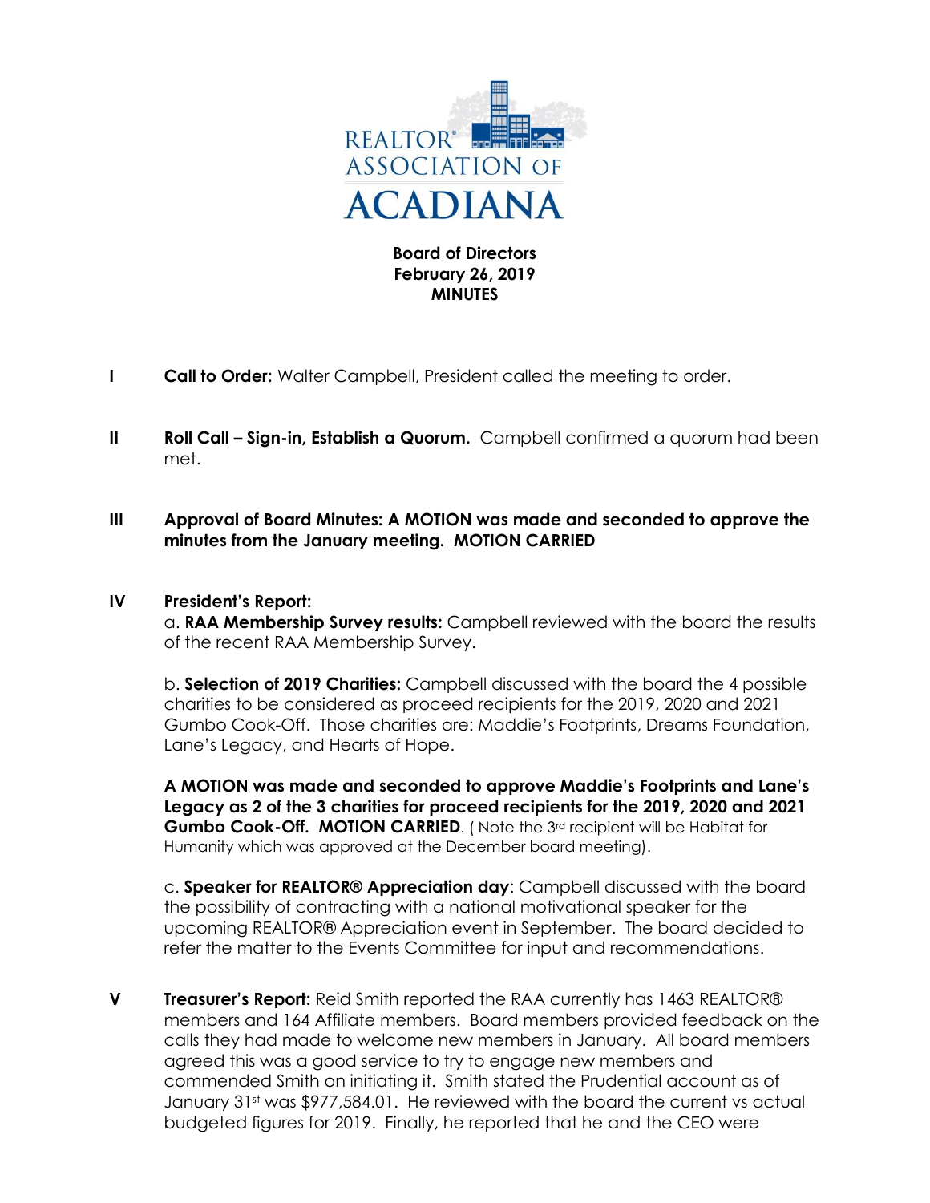REALTOR® ASSOCIATION OF ACADIANA

**Board of Directors**
**February 26, 2019**
**MINUTES**

**I** **Call to Order:** Walter Campbell, President called the meeting to order.

**II** **Roll Call – Sign-in, Establish a Quorum.** Campbell confirmed a quorum had been met.

**III** **Approval of Board Minutes: A MOTION was made and seconded to approve the minutes from the January meeting. MOTION CARRIED**

**IV** **President's Report:**

a. **RAA Membership Survey results:** Campbell reviewed with the board the results of the recent RAA Membership Survey.

b. **Selection of 2019 Charities:** Campbell discussed with the board the 4 possible charities to be considered as proceed recipients for the 2019, 2020 and 2021 Gumbo Cook-Off. Those charities are: Maddie's Footprints, Dreams Foundation, Lane's Legacy, and Hearts of Hope.

**A MOTION was made and seconded to approve Maddie's Footprints and Lane's Legacy as 2 of the 3 charities for proceed recipients for the 2019, 2020 and 2021 Gumbo Cook-Off. MOTION CARRIED**. ( Note the 3rd recipient will be Habitat for Humanity which was approved at the December board meeting).

c. **Speaker for REALTOR® Appreciation day**: Campbell discussed with the board the possibility of contracting with a national motivational speaker for the upcoming REALTOR® Appreciation event in September. The board decided to refer the matter to the Events Committee for input and recommendations.

**V** **Treasurer's Report:** Reid Smith reported the RAA currently has 1463 REALTOR® members and 164 Affiliate members. Board members provided feedback on the calls they had made to welcome new members in January. All board members agreed this was a good service to try to engage new members and commended Smith on initiating it. Smith stated the Prudential account as of January 31st was $977,584.01. He reviewed with the board the current vs actual budgeted figures for 2019. Finally, he reported that he and the CEO were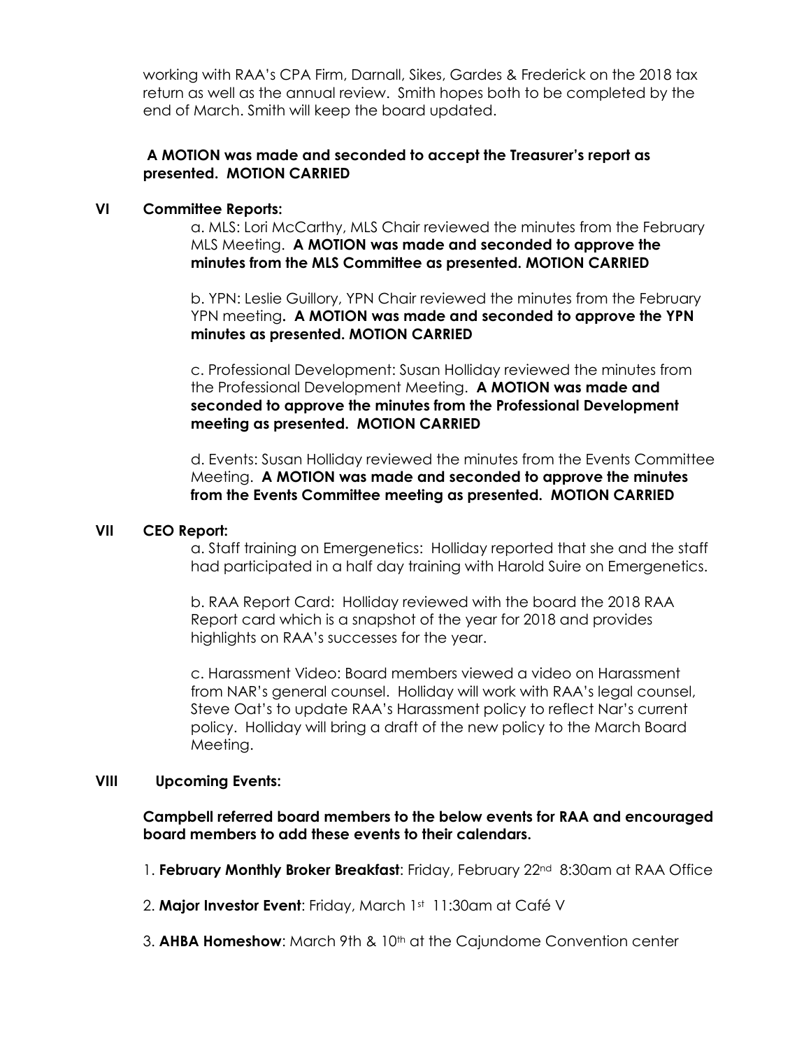working with RAA's CPA Firm, Darnall, Sikes, Gardes & Frederick on the 2018 tax return as well as the annual review. Smith hopes both to be completed by the end of March. Smith will keep the board updated.

**A MOTION was made and seconded to accept the Treasurer's report as presented. MOTION CARRIED**

## VI Committee Reports:

a. MLS: Lori McCarthy, MLS Chair reviewed the minutes from the February MLS Meeting. **A MOTION was made and seconded to approve the minutes from the MLS Committee as presented. MOTION CARRIED**

b. YPN: Leslie Guillory, YPN Chair reviewed the minutes from the February YPN meeting**. A MOTION was made and seconded to approve the YPN minutes as presented. MOTION CARRIED**

c. Professional Development: Susan Holliday reviewed the minutes from the Professional Development Meeting. **A MOTION was made and seconded to approve the minutes from the Professional Development meeting as presented. MOTION CARRIED**

d. Events: Susan Holliday reviewed the minutes from the Events Committee Meeting. **A MOTION was made and seconded to approve the minutes from the Events Committee meeting as presented. MOTION CARRIED**

## VII CEO Report:

a. Staff training on Emergenetics: Holliday reported that she and the staff had participated in a half day training with Harold Suire on Emergenetics.

b. RAA Report Card: Holliday reviewed with the board the 2018 RAA Report card which is a snapshot of the year for 2018 and provides highlights on RAA's successes for the year.

c. Harassment Video: Board members viewed a video on Harassment from NAR's general counsel. Holliday will work with RAA's legal counsel, Steve Oat's to update RAA's Harassment policy to reflect Nar's current policy. Holliday will bring a draft of the new policy to the March Board Meeting.

## VIII Upcoming Events:

**Campbell referred board members to the below events for RAA and encouraged board members to add these events to their calendars.**

1. **February Monthly Broker Breakfast**: Friday, February 22nd 8:30am at RAA Office

2. **Major Investor Event**: Friday, March 1st 11:30am at Café V

3. **AHBA Homeshow**: March 9th & 10th at the Cajundome Convention center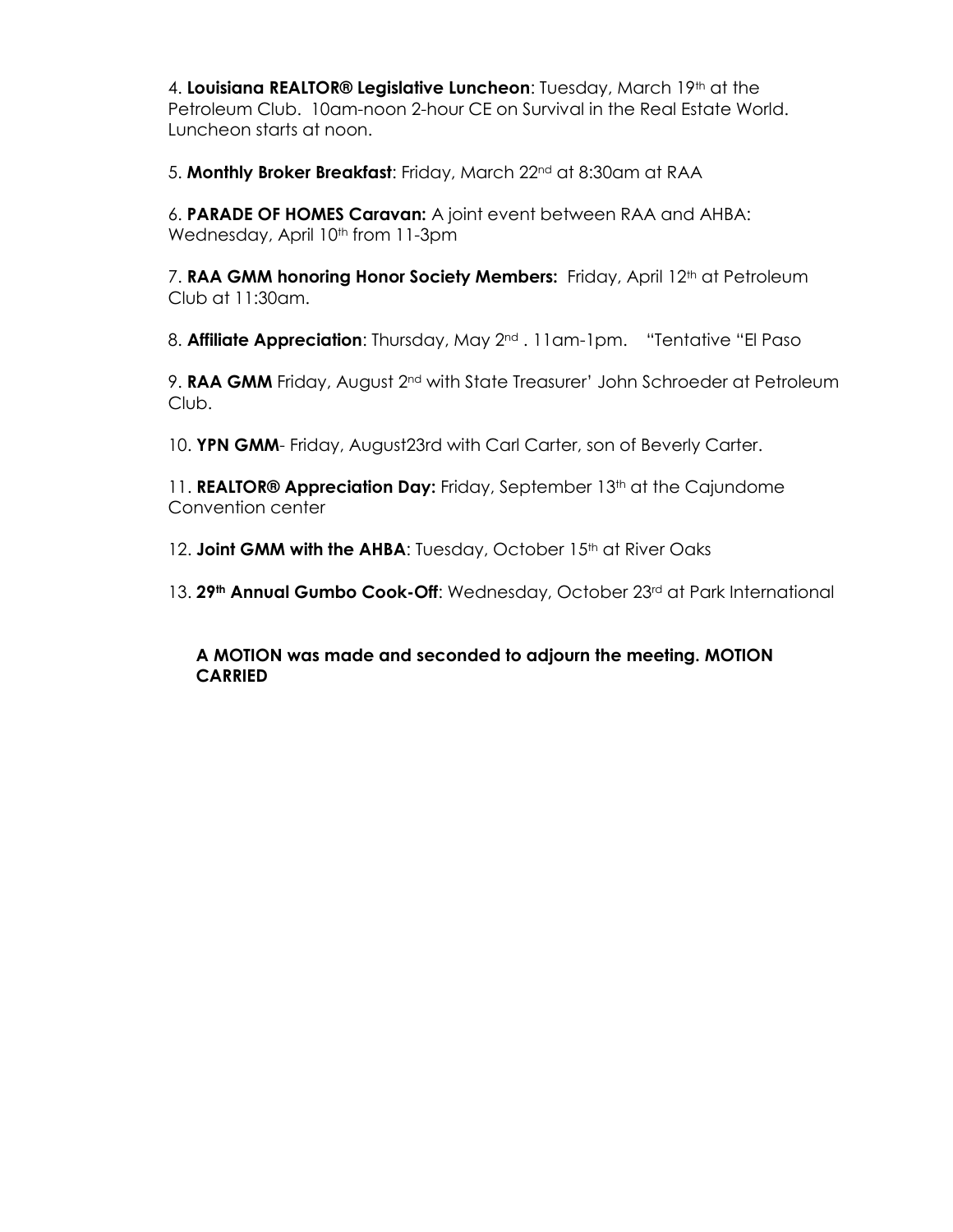4. **Louisiana REALTOR® Legislative Luncheon**: Tuesday, March 19th at the Petroleum Club. 10am-noon 2-hour CE on Survival in the Real Estate World. Luncheon starts at noon.

5. **Monthly Broker Breakfast**: Friday, March 22nd at 8:30am at RAA

6. **PARADE OF HOMES Caravan:** A joint event between RAA and AHBA: Wednesday, April 10th from 11-3pm

7. **RAA GMM honoring Honor Society Members:** Friday, April 12th at Petroleum Club at 11:30am.

8. **Affiliate Appreciation**: Thursday, May 2nd . 11am-1pm. "Tentative "El Paso

9. **RAA GMM** Friday, August 2nd with State Treasurer' John Schroeder at Petroleum Club.

10. **YPN GMM**- Friday, August23rd with Carl Carter, son of Beverly Carter.

11. **REALTOR® Appreciation Day:** Friday, September 13th at the Cajundome Convention center

12. **Joint GMM with the AHBA**: Tuesday, October 15th at River Oaks

13. **29th Annual Gumbo Cook-Off**: Wednesday, October 23rd at Park International

**A MOTION was made and seconded to adjourn the meeting. MOTION CARRIED**